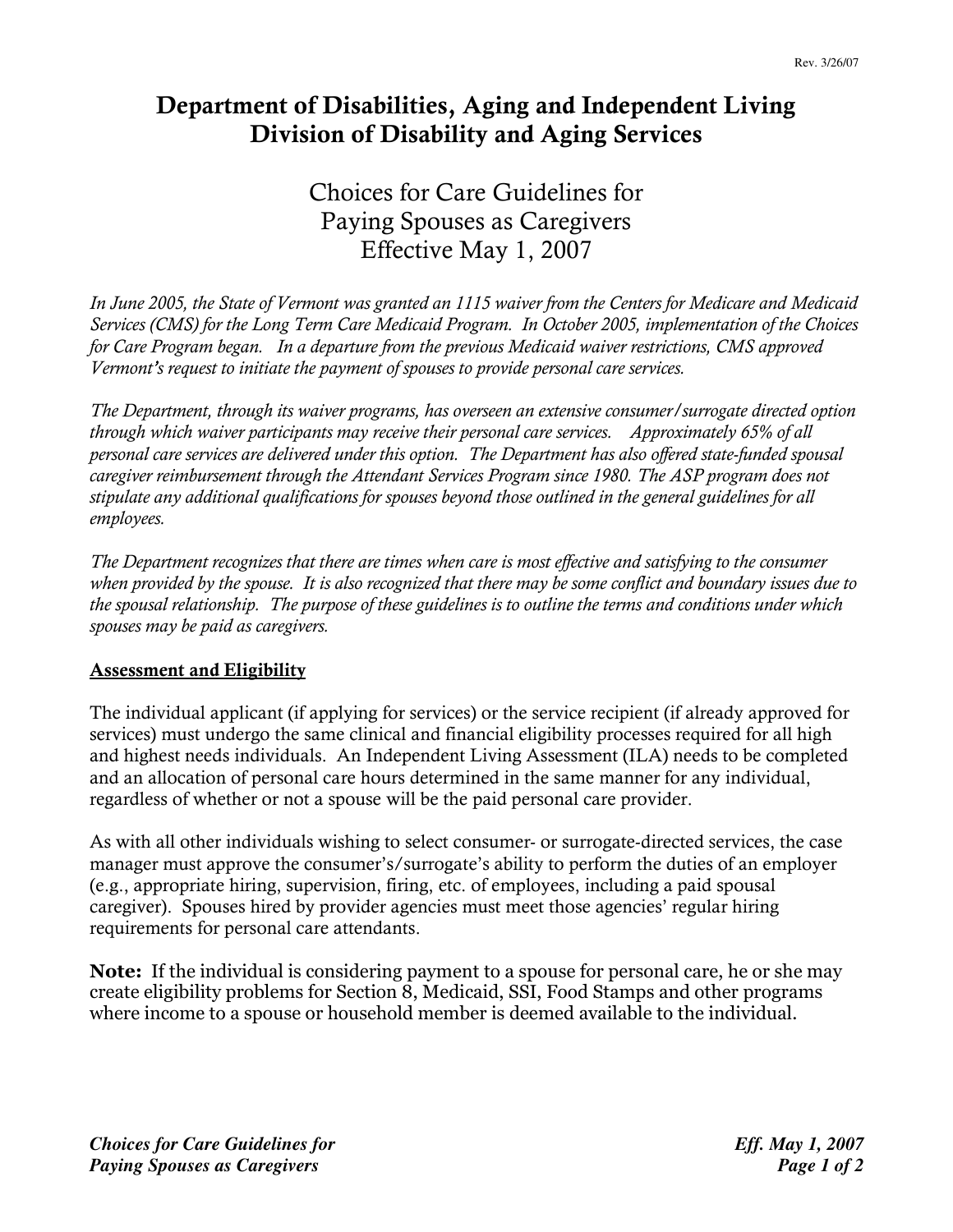# Department of Disabilities, Aging and Independent Living
# Division of Disability and Aging Services

## Choices for Care Guidelines for Paying Spouses as Caregivers Effective May 1, 2007

*In June 2005, the State of Vermont was granted an 1115 waiver from the Centers for Medicare and Medicaid Services (CMS) for the Long Term Care Medicaid Program. In October 2005, implementation of the Choices for Care Program began. In a departure from the previous Medicaid waiver restrictions, CMS approved Vermont's request to initiate the payment of spouses to provide personal care services.*

*The Department, through its waiver programs, has overseen an extensive consumer/surrogate directed option through which waiver participants may receive their personal care services. Approximately 65% of all personal care services are delivered under this option. The Department has also offered state-funded spousal caregiver reimbursement through the Attendant Services Program since 1980. The ASP program does not stipulate any additional qualifications for spouses beyond those outlined in the general guidelines for all employees.*

*The Department recognizes that there are times when care is most effective and satisfying to the consumer when provided by the spouse. It is also recognized that there may be some conflict and boundary issues due to the spousal relationship. The purpose of these guidelines is to outline the terms and conditions under which spouses may be paid as caregivers.*

### Assessment and Eligibility

The individual applicant (if applying for services) or the service recipient (if already approved for services) must undergo the same clinical and financial eligibility processes required for all high and highest needs individuals. An Independent Living Assessment (ILA) needs to be completed and an allocation of personal care hours determined in the same manner for any individual, regardless of whether or not a spouse will be the paid personal care provider.

As with all other individuals wishing to select consumer- or surrogate-directed services, the case manager must approve the consumer's/surrogate's ability to perform the duties of an employer (e.g., appropriate hiring, supervision, firing, etc. of employees, including a paid spousal caregiver). Spouses hired by provider agencies must meet those agencies' regular hiring requirements for personal care attendants.

**Note:** If the individual is considering payment to a spouse for personal care, he or she may create eligibility problems for Section 8, Medicaid, SSI, Food Stamps and other programs where income to a spouse or household member is deemed available to the individual.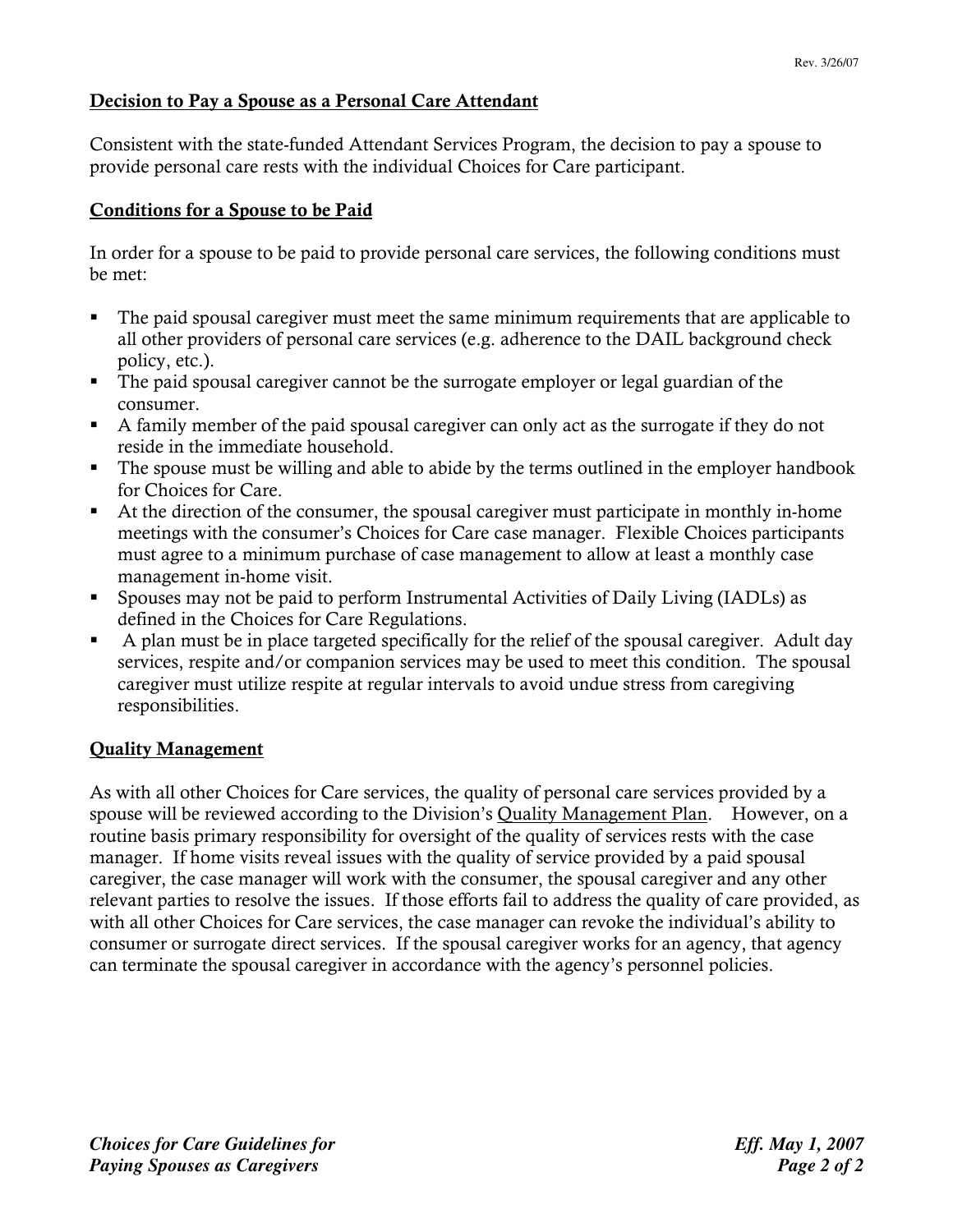## Decision to Pay a Spouse as a Personal Care Attendant

Consistent with the state-funded Attendant Services Program, the decision to pay a spouse to provide personal care rests with the individual Choices for Care participant.

## Conditions for a Spouse to be Paid

In order for a spouse to be paid to provide personal care services, the following conditions must be met:

- The paid spousal caregiver must meet the same minimum requirements that are applicable to all other providers of personal care services (e.g. adherence to the DAIL background check policy, etc.).
- The paid spousal caregiver cannot be the surrogate employer or legal guardian of the consumer.
- A family member of the paid spousal caregiver can only act as the surrogate if they do not reside in the immediate household.
- The spouse must be willing and able to abide by the terms outlined in the employer handbook for Choices for Care.
- At the direction of the consumer, the spousal caregiver must participate in monthly in-home meetings with the consumer's Choices for Care case manager. Flexible Choices participants must agree to a minimum purchase of case management to allow at least a monthly case management in-home visit.
- Spouses may not be paid to perform Instrumental Activities of Daily Living (IADLs) as defined in the Choices for Care Regulations.
- A plan must be in place targeted specifically for the relief of the spousal caregiver. Adult day services, respite and/or companion services may be used to meet this condition. The spousal caregiver must utilize respite at regular intervals to avoid undue stress from caregiving responsibilities.

## Quality Management

As with all other Choices for Care services, the quality of personal care services provided by a spouse will be reviewed according to the Division's Quality Management Plan. However, on a routine basis primary responsibility for oversight of the quality of services rests with the case manager. If home visits reveal issues with the quality of service provided by a paid spousal caregiver, the case manager will work with the consumer, the spousal caregiver and any other relevant parties to resolve the issues. If those efforts fail to address the quality of care provided, as with all other Choices for Care services, the case manager can revoke the individual's ability to consumer or surrogate direct services. If the spousal caregiver works for an agency, that agency can terminate the spousal caregiver in accordance with the agency's personnel policies.